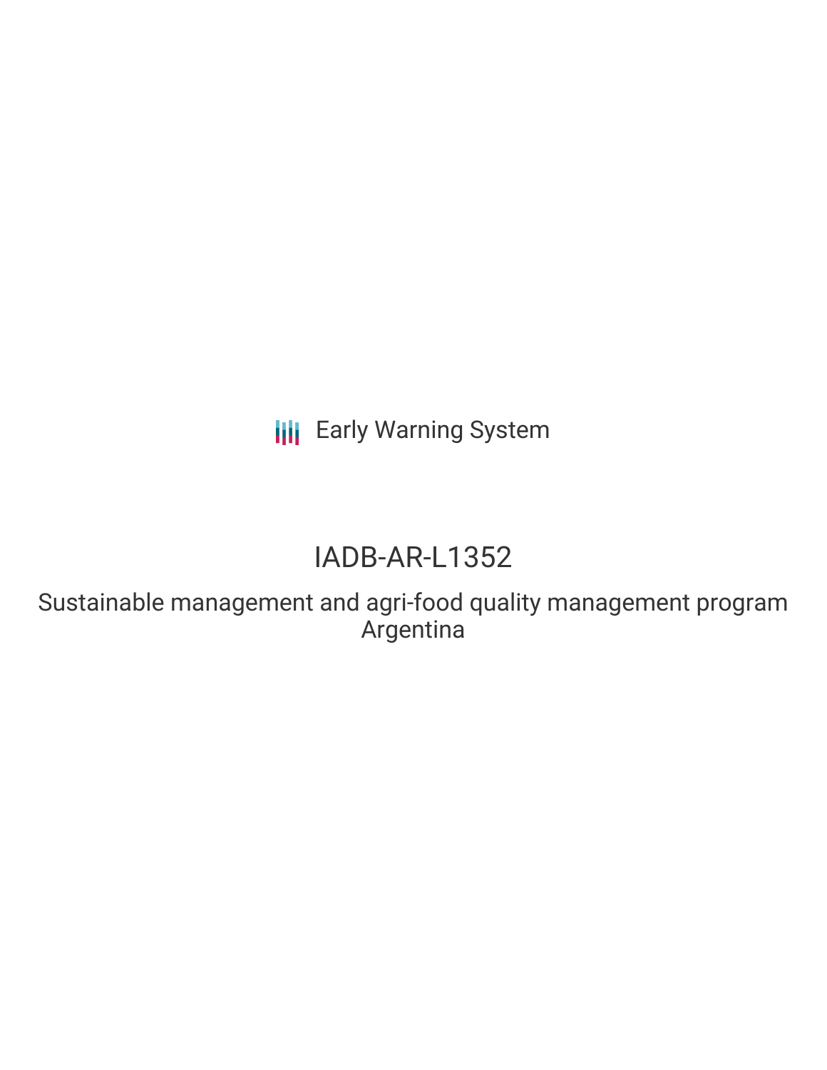Early Warning System

# IADB-AR-L1352

Sustainable management and agri-food quality management program
Argentina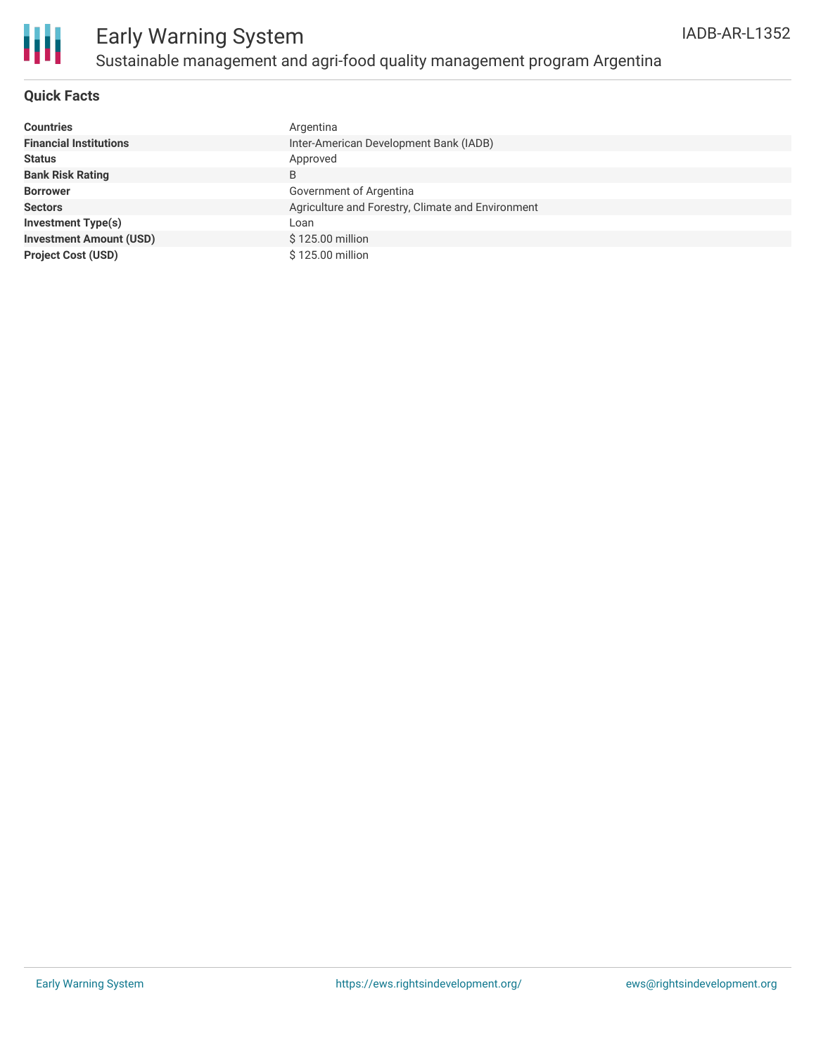# Early Warning System

## Sustainable management and agri-food quality management program Argentina

IADB-AR-L1352

### Quick Facts

| | |
|---|---|
| **Countries** | Argentina |
| **Financial Institutions** | Inter-American Development Bank (IADB) |
| **Status** | Approved |
| **Bank Risk Rating** | B |
| **Borrower** | Government of Argentina |
| **Sectors** | Agriculture and Forestry, Climate and Environment |
| **Investment Type(s)** | Loan |
| **Investment Amount (USD)** | $ 125.00 million |
| **Project Cost (USD)** | $ 125.00 million |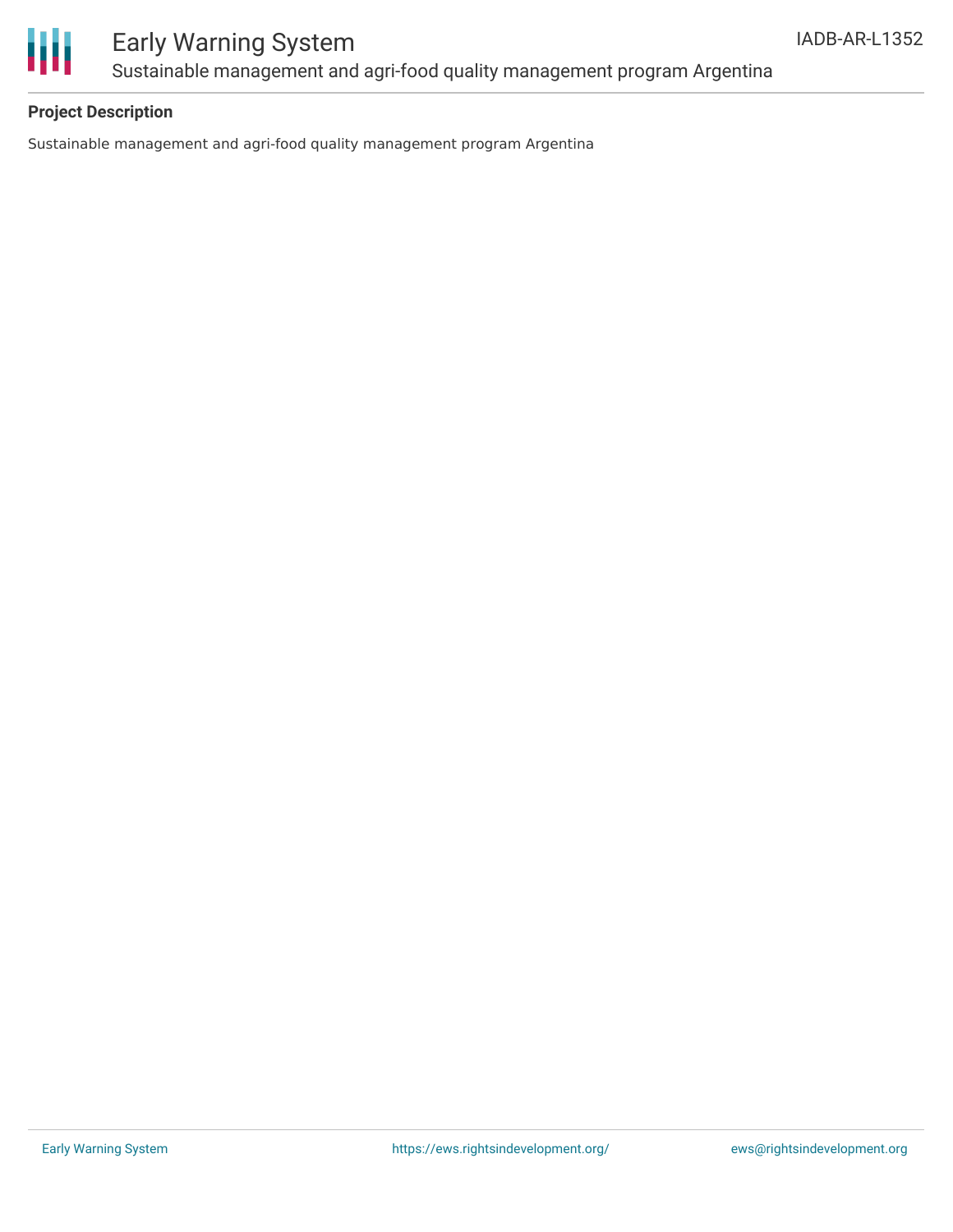## Project Description

Sustainable management and agri-food quality management program Argentina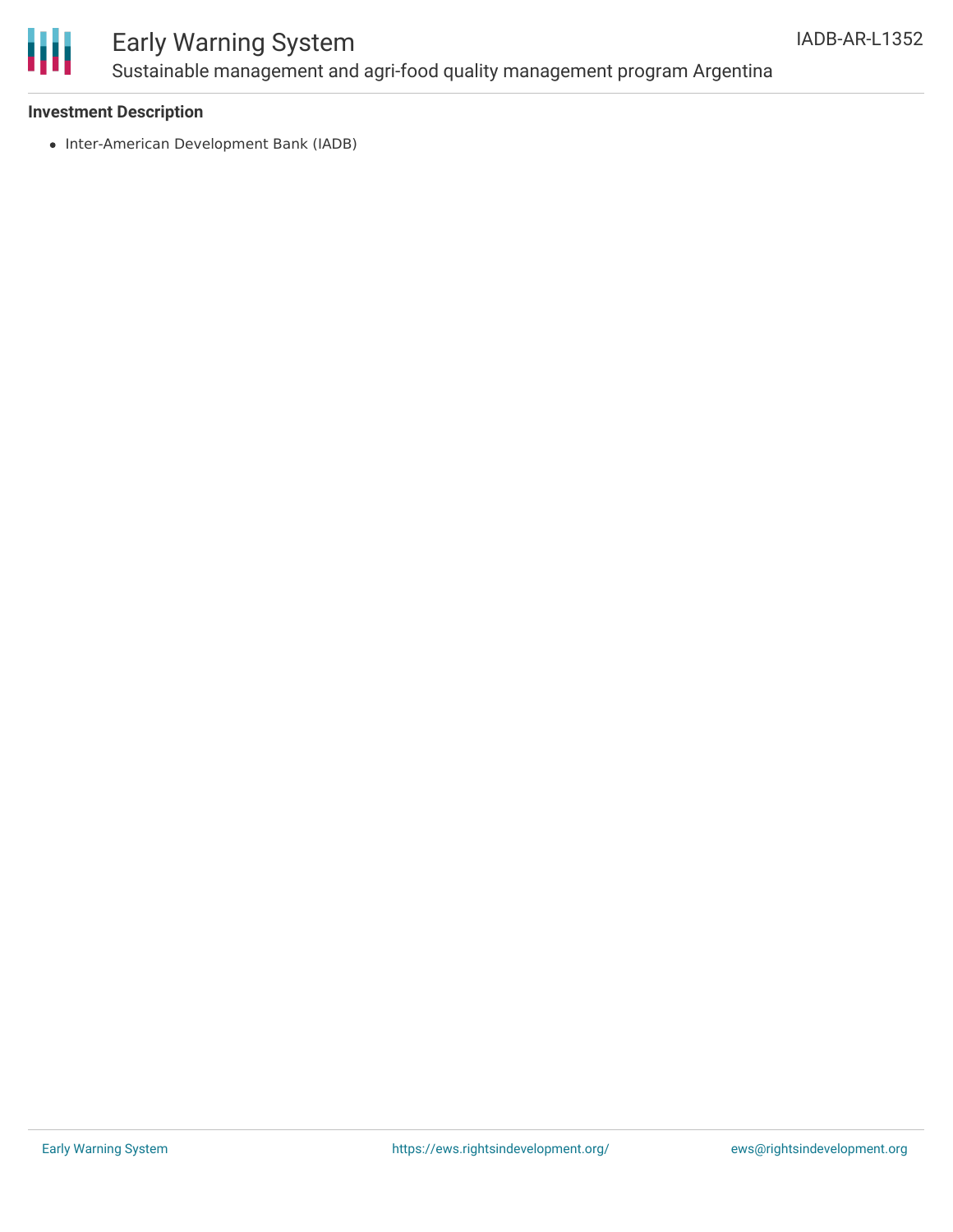**Investment Description**

- Inter-American Development Bank (IADB)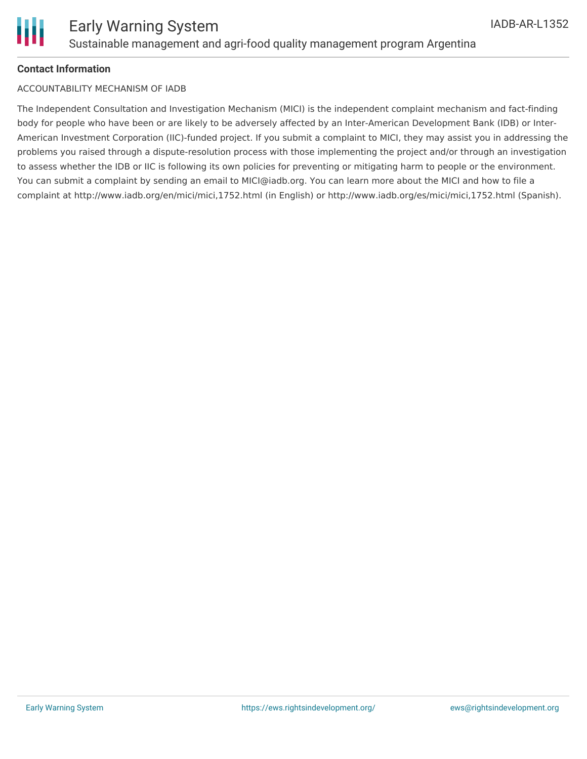**Contact Information**

ACCOUNTABILITY MECHANISM OF IADB

The Independent Consultation and Investigation Mechanism (MICI) is the independent complaint mechanism and fact-finding body for people who have been or are likely to be adversely affected by an Inter-American Development Bank (IDB) or Inter-American Investment Corporation (IIC)-funded project. If you submit a complaint to MICI, they may assist you in addressing the problems you raised through a dispute-resolution process with those implementing the project and/or through an investigation to assess whether the IDB or IIC is following its own policies for preventing or mitigating harm to people or the environment. You can submit a complaint by sending an email to MICI@iadb.org. You can learn more about the MICI and how to file a complaint at http://www.iadb.org/en/mici/mici,1752.html (in English) or http://www.iadb.org/es/mici/mici,1752.html (Spanish).